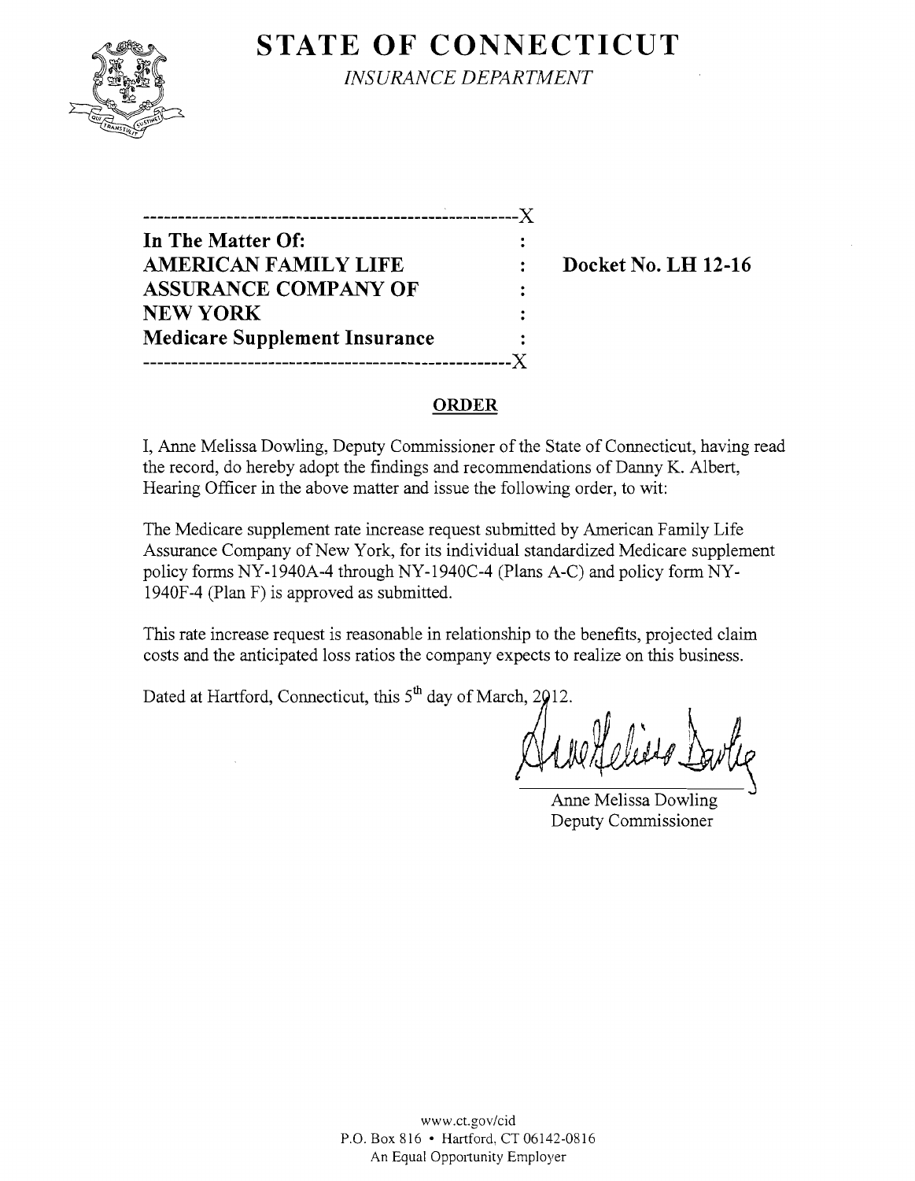# STATE OF CONNECTICUT

*INSURANCE DEPARTMENT*

------------------------------------------------------X

**In The Matter Of:** :
**AMERICAN FAMILY LIFE** : **Docket No. LH 12-16**
**ASSURANCE COMPANY OF** :
**NEW YORK** :
**Medicare Supplement Insurance** :

------------------------------------------------------X

## ORDER

I, Anne Melissa Dowling, Deputy Commissioner of the State of Connecticut, having read the record, do hereby adopt the findings and recommendations of Danny K. Albert, Hearing Officer in the above matter and issue the following order, to wit:

The Medicare supplement rate increase request submitted by American Family Life Assurance Company of New York, for its individual standardized Medicare supplement policy forms NY-1940A-4 through NY-1940C-4 (Plans A-C) and policy form NY-1940F-4 (Plan F) is approved as submitted.

This rate increase request is reasonable in relationship to the benefits, projected claim costs and the anticipated loss ratios the company expects to realize on this business.

Dated at Hartford, Connecticut, this 5th day of March, 2012.

Anne Melissa Dowling
Deputy Commissioner

www.ct.gov/cid
P.O. Box 816 • Hartford, CT 06142-0816
An Equal Opportunity Employer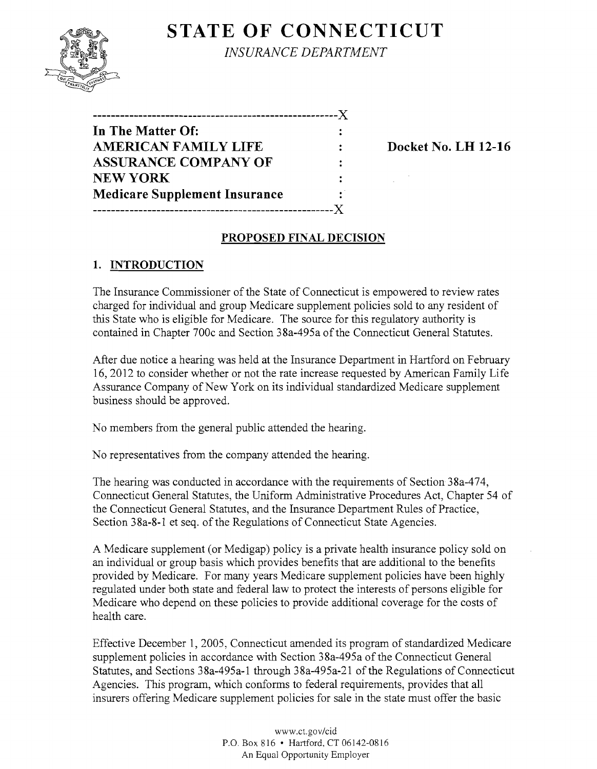# STATE OF CONNECTICUT

*INSURANCE DEPARTMENT*

| | | |
|---|---|---|
| **In The Matter Of:** | : | |
| **AMERICAN FAMILY LIFE** | : | **Docket No. LH 12-16** |
| **ASSURANCE COMPANY OF** | : | |
| **NEW YORK** | : | |
| **Medicare Supplement Insurance** | : | |

## PROPOSED FINAL DECISION

### 1. INTRODUCTION

The Insurance Commissioner of the State of Connecticut is empowered to review rates charged for individual and group Medicare supplement policies sold to any resident of this State who is eligible for Medicare. The source for this regulatory authority is contained in Chapter 700c and Section 38a-495a of the Connecticut General Statutes.

After due notice a hearing was held at the Insurance Department in Hartford on February 16, 2012 to consider whether or not the rate increase requested by American Family Life Assurance Company of New York on its individual standardized Medicare supplement business should be approved.

No members from the general public attended the hearing.

No representatives from the company attended the hearing.

The hearing was conducted in accordance with the requirements of Section 38a-474, Connecticut General Statutes, the Uniform Administrative Procedures Act, Chapter 54 of the Connecticut General Statutes, and the Insurance Department Rules of Practice, Section 38a-8-1 et seq. of the Regulations of Connecticut State Agencies.

A Medicare supplement (or Medigap) policy is a private health insurance policy sold on an individual or group basis which provides benefits that are additional to the benefits provided by Medicare. For many years Medicare supplement policies have been highly regulated under both state and federal law to protect the interests of persons eligible for Medicare who depend on these policies to provide additional coverage for the costs of health care.

Effective December 1, 2005, Connecticut amended its program of standardized Medicare supplement policies in accordance with Section 38a-495a of the Connecticut General Statutes, and Sections 38a-495a-1 through 38a-495a-21 of the Regulations of Connecticut Agencies. This program, which conforms to federal requirements, provides that all insurers offering Medicare supplement policies for sale in the state must offer the basic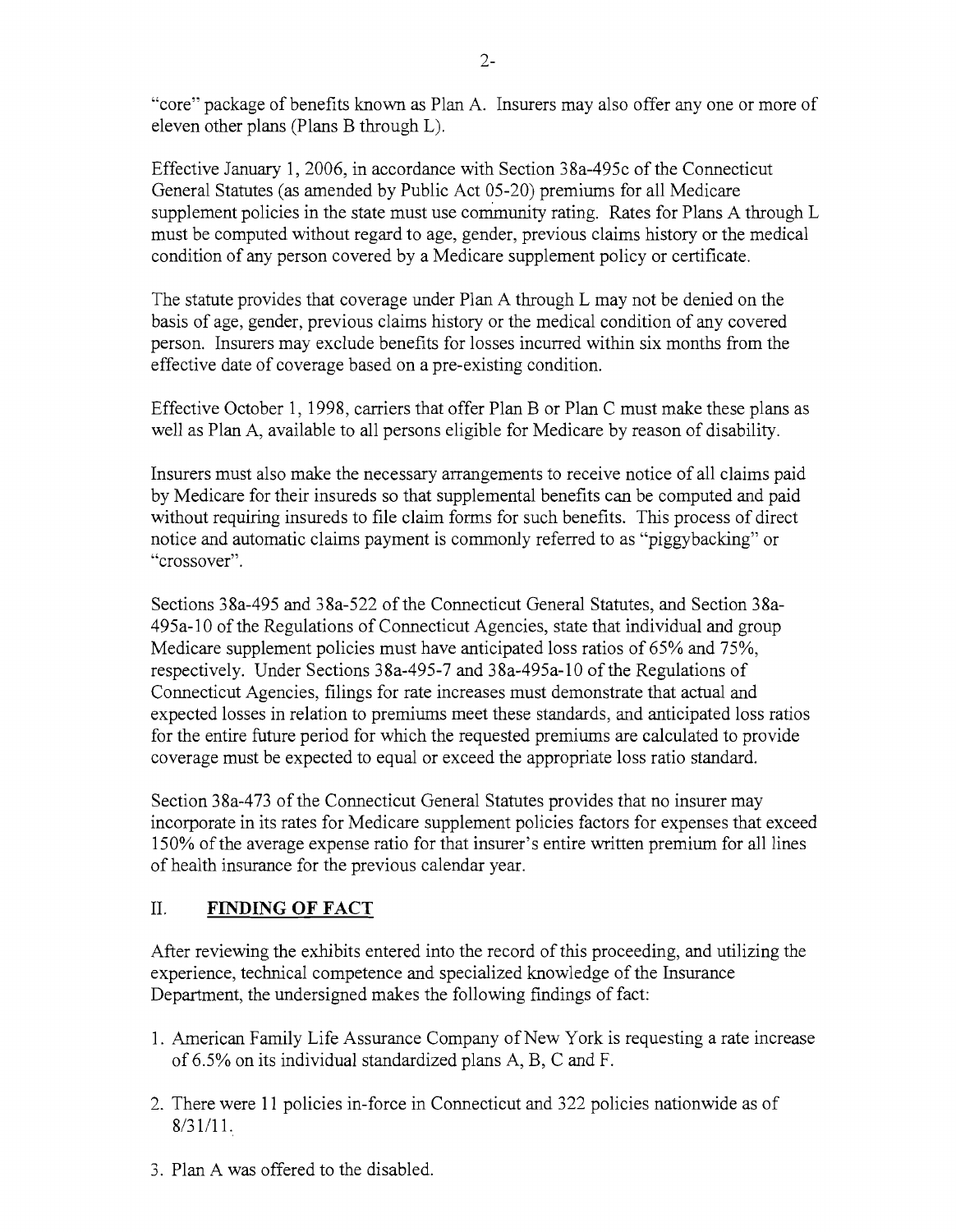"core" package of benefits known as Plan A. Insurers may also offer any one or more of eleven other plans (Plans B through L).

Effective January 1, 2006, in accordance with Section 38a-495c of the Connecticut General Statutes (as amended by Public Act 05-20) premiums for all Medicare supplement policies in the state must use community rating. Rates for Plans A through L must be computed without regard to age, gender, previous claims history or the medical condition of any person covered by a Medicare supplement policy or certificate.

The statute provides that coverage under Plan A through L may not be denied on the basis of age, gender, previous claims history or the medical condition of any covered person. Insurers may exclude benefits for losses incurred within six months from the effective date of coverage based on a pre-existing condition.

Effective October 1, 1998, carriers that offer Plan B or Plan C must make these plans as well as Plan A, available to all persons eligible for Medicare by reason of disability.

Insurers must also make the necessary arrangements to receive notice of all claims paid by Medicare for their insureds so that supplemental benefits can be computed and paid without requiring insureds to file claim forms for such benefits. This process of direct notice and automatic claims payment is commonly referred to as "piggybacking" or "crossover".

Sections 38a-495 and 38a-522 of the Connecticut General Statutes, and Section 38a-495a-10 of the Regulations of Connecticut Agencies, state that individual and group Medicare supplement policies must have anticipated loss ratios of 65% and 75%, respectively. Under Sections 38a-495-7 and 38a-495a-10 of the Regulations of Connecticut Agencies, filings for rate increases must demonstrate that actual and expected losses in relation to premiums meet these standards, and anticipated loss ratios for the entire future period for which the requested premiums are calculated to provide coverage must be expected to equal or exceed the appropriate loss ratio standard.

Section 38a-473 of the Connecticut General Statutes provides that no insurer may incorporate in its rates for Medicare supplement policies factors for expenses that exceed 150% of the average expense ratio for that insurer's entire written premium for all lines of health insurance for the previous calendar year.

## II. **FINDING OF FACT**

After reviewing the exhibits entered into the record of this proceeding, and utilizing the experience, technical competence and specialized knowledge of the Insurance Department, the undersigned makes the following findings of fact:

1. American Family Life Assurance Company of New York is requesting a rate increase of 6.5% on its individual standardized plans A, B, C and F.
2. There were 11 policies in-force in Connecticut and 322 policies nationwide as of 8/31/11.
3. Plan A was offered to the disabled.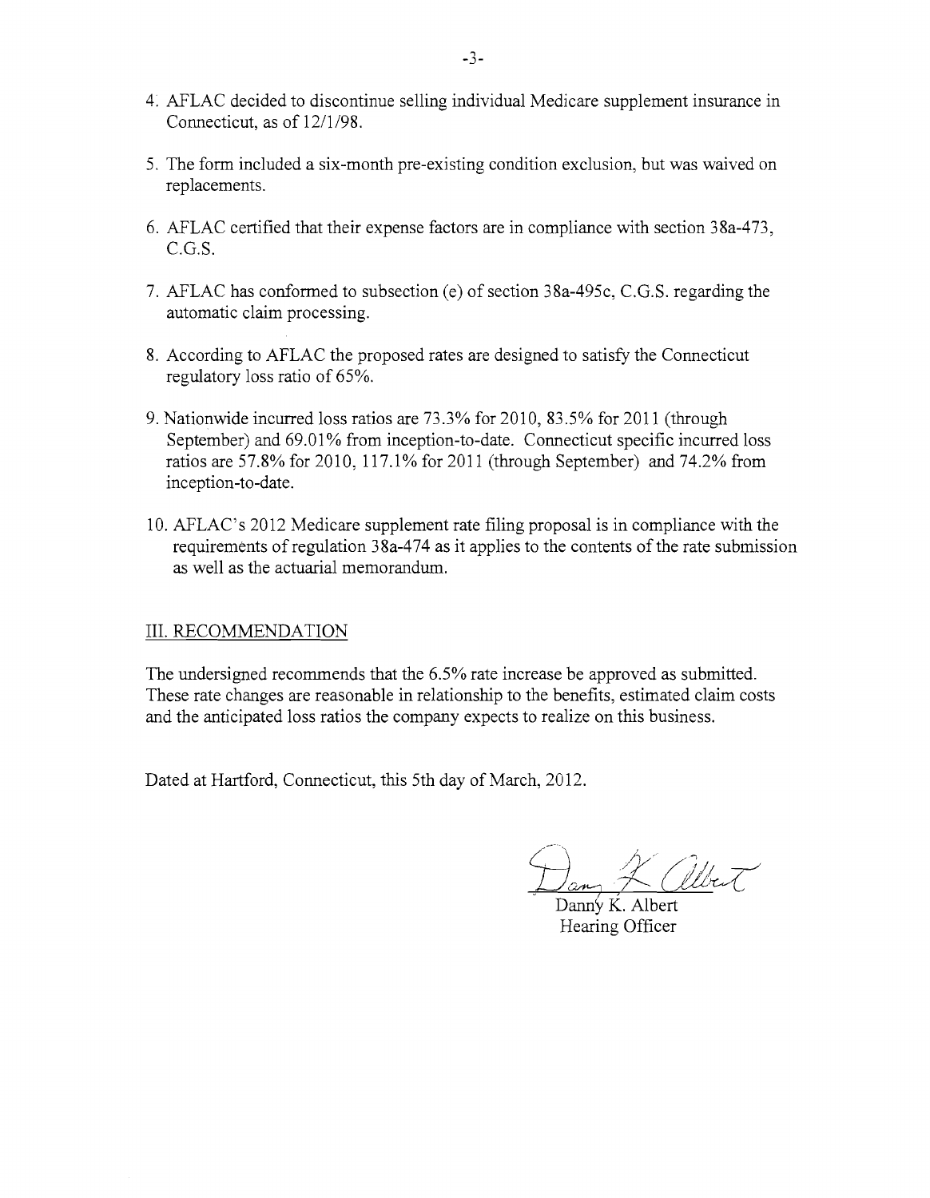4. AFLAC decided to discontinue selling individual Medicare supplement insurance in Connecticut, as of 12/1/98.

5. The form included a six-month pre-existing condition exclusion, but was waived on replacements.

6. AFLAC certified that their expense factors are in compliance with section 38a-473, C.G.S.

7. AFLAC has conformed to subsection (e) of section 38a-495c, C.G.S. regarding the automatic claim processing.

8. According to AFLAC the proposed rates are designed to satisfy the Connecticut regulatory loss ratio of 65%.

9. Nationwide incurred loss ratios are 73.3% for 2010, 83.5% for 2011 (through September) and 69.01% from inception-to-date. Connecticut specific incurred loss ratios are 57.8% for 2010, 117.1% for 2011 (through September) and 74.2% from inception-to-date.

10. AFLAC's 2012 Medicare supplement rate filing proposal is in compliance with the requirements of regulation 38a-474 as it applies to the contents of the rate submission as well as the actuarial memorandum.

## III. RECOMMENDATION

The undersigned recommends that the 6.5% rate increase be approved as submitted. These rate changes are reasonable in relationship to the benefits, estimated claim costs and the anticipated loss ratios the company expects to realize on this business.

Dated at Hartford, Connecticut, this 5th day of March, 2012.

Danny K. Albert
Hearing Officer